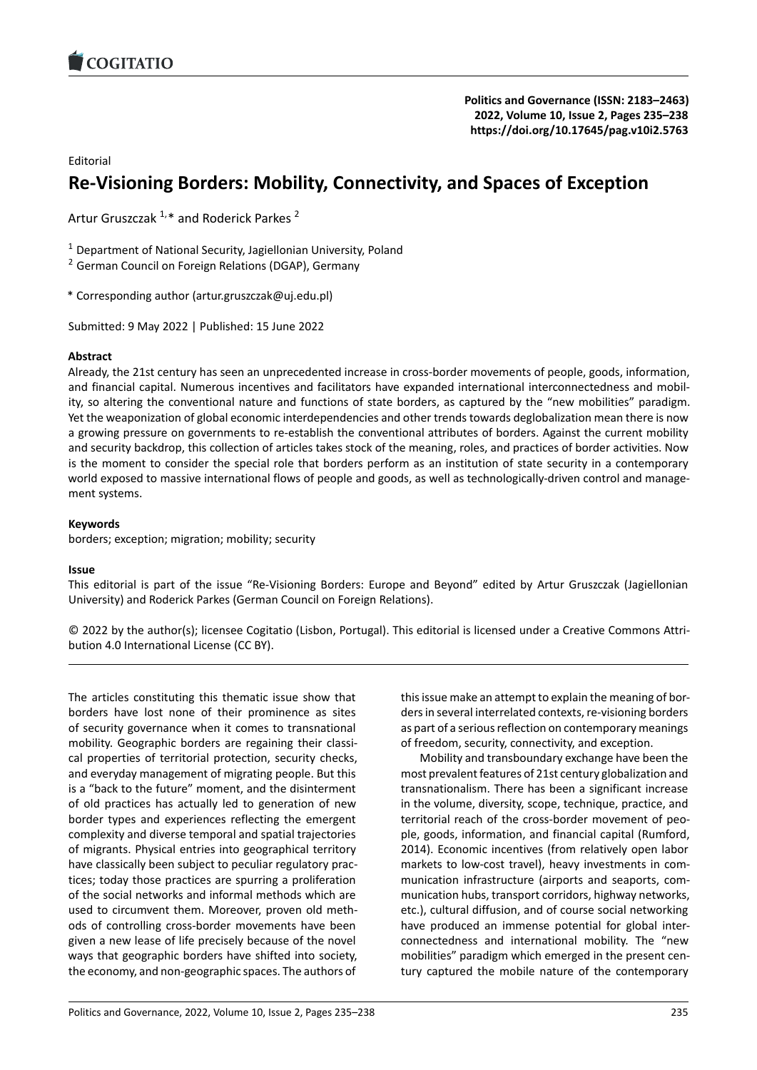Editorial

# Re-Visioning Borders: Mobility, Connectivity, and Spaces of Exception

Artur Gruszczak [1,*] and Roderick Parkes [2]

[1] Department of National Security, Jagiellonian University, Poland

[2] German Council on Foreign Relations (DGAP), Germany

* Corresponding author (artur.gruszczak@uj.edu.pl)

Submitted: 9 May 2022 | Published: 15 June 2022

**Abstract**

Already, the 21st century has seen an unprecedented increase in cross-border movements of people, goods, information, and financial capital. Numerous incentives and facilitators have expanded international interconnectedness and mobility, so altering the conventional nature and functions of state borders, as captured by the "new mobilities" paradigm. Yet the weaponization of global economic interdependencies and other trends towards deglobalization mean there is now a growing pressure on governments to re-establish the conventional attributes of borders. Against the current mobility and security backdrop, this collection of articles takes stock of the meaning, roles, and practices of border activities. Now is the moment to consider the special role that borders perform as an institution of state security in a contemporary world exposed to massive international flows of people and goods, as well as technologically-driven control and management systems.

**Keywords**

borders; exception; migration; mobility; security

**Issue**

This editorial is part of the issue "Re-Visioning Borders: Europe and Beyond" edited by Artur Gruszczak (Jagiellonian University) and Roderick Parkes (German Council on Foreign Relations).

© 2022 by the author(s); licensee Cogitatio (Lisbon, Portugal). This editorial is licensed under a Creative Commons Attribution 4.0 International License (CC BY).

---

The articles constituting this thematic issue show that borders have lost none of their prominence as sites of security governance when it comes to transnational mobility. Geographic borders are regaining their classical properties of territorial protection, security checks, and everyday management of migrating people. But this is a "back to the future" moment, and the disinterment of old practices has actually led to generation of new border types and experiences reflecting the emergent complexity and diverse temporal and spatial trajectories of migrants. Physical entries into geographical territory have classically been subject to peculiar regulatory practices; today those practices are spurring a proliferation of the social networks and informal methods which are used to circumvent them. Moreover, proven old methods of controlling cross-border movements have been given a new lease of life precisely because of the novel ways that geographic borders have shifted into society, the economy, and non-geographic spaces. The authors of this issue make an attempt to explain the meaning of borders in several interrelated contexts, re-visioning borders as part of a serious reflection on contemporary meanings of freedom, security, connectivity, and exception.

Mobility and transboundary exchange have been the most prevalent features of 21st century globalization and transnationalism. There has been a significant increase in the volume, diversity, scope, technique, practice, and territorial reach of the cross-border movement of people, goods, information, and financial capital (Rumford, 2014). Economic incentives (from relatively open labor markets to low-cost travel), heavy investments in communication infrastructure (airports and seaports, communication hubs, transport corridors, highway networks, etc.), cultural diffusion, and of course social networking have produced an immense potential for global interconnectedness and international mobility. The "new mobilities" paradigm which emerged in the present century captured the mobile nature of the contemporary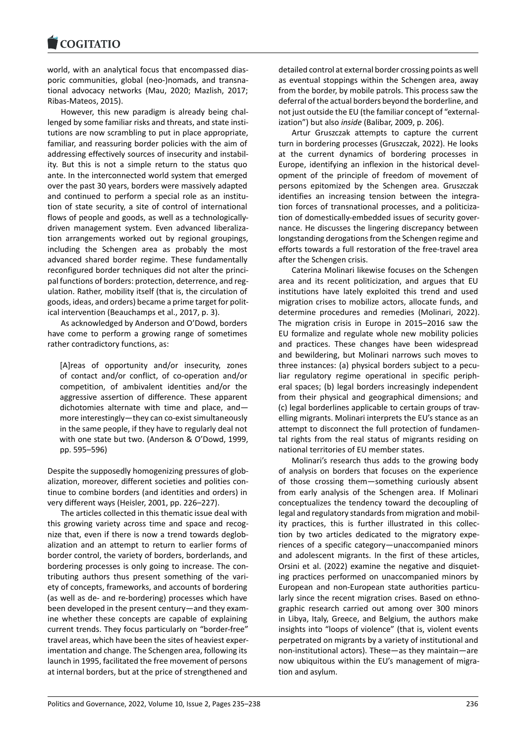world, with an analytical focus that encompassed diasporic communities, global (neo-)nomads, and transnational advocacy networks (Mau, 2020; Mazlish, 2017; Ribas-Mateos, 2015).

However, this new paradigm is already being challenged by some familiar risks and threats, and state institutions are now scrambling to put in place appropriate, familiar, and reassuring border policies with the aim of addressing effectively sources of insecurity and instability. But this is not a simple return to the status quo ante. In the interconnected world system that emerged over the past 30 years, borders were massively adapted and continued to perform a special role as an institution of state security, a site of control of international flows of people and goods, as well as a technologically-driven management system. Even advanced liberalization arrangements worked out by regional groupings, including the Schengen area as probably the most advanced shared border regime. These fundamentally reconfigured border techniques did not alter the principal functions of borders: protection, deterrence, and regulation. Rather, mobility itself (that is, the circulation of goods, ideas, and orders) became a prime target for political intervention (Beauchamps et al., 2017, p. 3).

As acknowledged by Anderson and O'Dowd, borders have come to perform a growing range of sometimes rather contradictory functions, as:

> [A]reas of opportunity and/or insecurity, zones of contact and/or conflict, of co-operation and/or competition, of ambivalent identities and/or the aggressive assertion of difference. These apparent dichotomies alternate with time and place, and—more interestingly—they can co-exist simultaneously in the same people, if they have to regularly deal not with one state but two. (Anderson & O'Dowd, 1999, pp. 595–596)

Despite the supposedly homogenizing pressures of globalization, moreover, different societies and polities continue to combine borders (and identities and orders) in very different ways (Heisler, 2001, pp. 226–227).

The articles collected in this thematic issue deal with this growing variety across time and space and recognize that, even if there is now a trend towards deglobalization and an attempt to return to earlier forms of border control, the variety of borders, borderlands, and bordering processes is only going to increase. The contributing authors thus present something of the variety of concepts, frameworks, and accounts of bordering (as well as de- and re-bordering) processes which have been developed in the present century—and they examine whether these concepts are capable of explaining current trends. They focus particularly on "border-free" travel areas, which have been the sites of heaviest experimentation and change. The Schengen area, following its launch in 1995, facilitated the free movement of persons at internal borders, but at the price of strengthened and detailed control at external border crossing points as well as eventual stoppings within the Schengen area, away from the border, by mobile patrols. This process saw the deferral of the actual borders beyond the borderline, and not just outside the EU (the familiar concept of "externalization") but also *inside* (Balibar, 2009, p. 206).

Artur Gruszczak attempts to capture the current turn in bordering processes (Gruszczak, 2022). He looks at the current dynamics of bordering processes in Europe, identifying an inflexion in the historical development of the principle of freedom of movement of persons epitomized by the Schengen area. Gruszczak identifies an increasing tension between the integration forces of transnational processes, and a politicization of domestically-embedded issues of security governance. He discusses the lingering discrepancy between longstanding derogations from the Schengen regime and efforts towards a full restoration of the free-travel area after the Schengen crisis.

Caterina Molinari likewise focuses on the Schengen area and its recent politicization, and argues that EU institutions have lately exploited this trend and used migration crises to mobilize actors, allocate funds, and determine procedures and remedies (Molinari, 2022). The migration crisis in Europe in 2015–2016 saw the EU formalize and regulate whole new mobility policies and practices. These changes have been widespread and bewildering, but Molinari narrows such moves to three instances: (a) physical borders subject to a peculiar regulatory regime operational in specific peripheral spaces; (b) legal borders increasingly independent from their physical and geographical dimensions; and (c) legal borderlines applicable to certain groups of travelling migrants. Molinari interprets the EU's stance as an attempt to disconnect the full protection of fundamental rights from the real status of migrants residing on national territories of EU member states.

Molinari's research thus adds to the growing body of analysis on borders that focuses on the experience of those crossing them—something curiously absent from early analysis of the Schengen area. If Molinari conceptualizes the tendency toward the decoupling of legal and regulatory standards from migration and mobility practices, this is further illustrated in this collection by two articles dedicated to the migratory experiences of a specific category—unaccompanied minors and adolescent migrants. In the first of these articles, Orsini et al. (2022) examine the negative and disquieting practices performed on unaccompanied minors by European and non-European state authorities particularly since the recent migration crises. Based on ethnographic research carried out among over 300 minors in Libya, Italy, Greece, and Belgium, the authors make insights into "loops of violence" (that is, violent events perpetrated on migrants by a variety of institutional and non-institutional actors). These—as they maintain—are now ubiquitous within the EU's management of migration and asylum.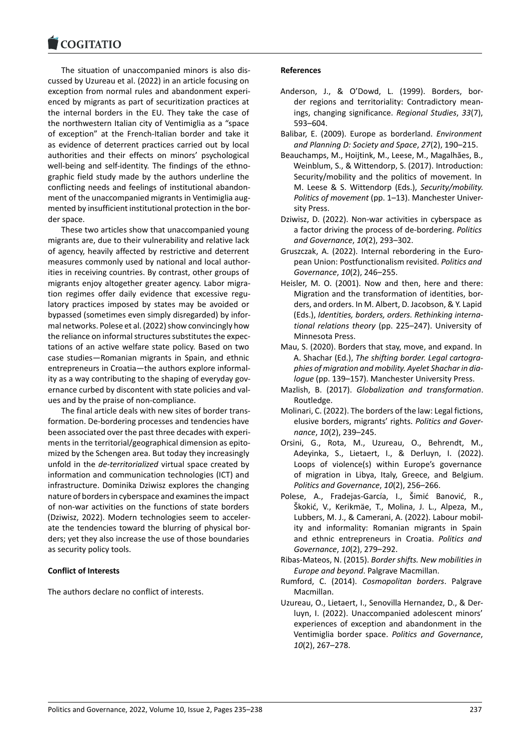The situation of unaccompanied minors is also discussed by Uzureau et al. (2022) in an article focusing on exception from normal rules and abandonment experienced by migrants as part of securitization practices at the internal borders in the EU. They take the case of the northwestern Italian city of Ventimiglia as a "space of exception" at the French-Italian border and take it as evidence of deterrent practices carried out by local authorities and their effects on minors' psychological well-being and self-identity. The findings of the ethnographic field study made by the authors underline the conflicting needs and feelings of institutional abandonment of the unaccompanied migrants in Ventimiglia augmented by insufficient institutional protection in the border space.

These two articles show that unaccompanied young migrants are, due to their vulnerability and relative lack of agency, heavily affected by restrictive and deterrent measures commonly used by national and local authorities in receiving countries. By contrast, other groups of migrants enjoy altogether greater agency. Labor migration regimes offer daily evidence that excessive regulatory practices imposed by states may be avoided or bypassed (sometimes even simply disregarded) by informal networks. Polese et al. (2022) show convincingly how the reliance on informal structures substitutes the expectations of an active welfare state policy. Based on two case studies—Romanian migrants in Spain, and ethnic entrepreneurs in Croatia—the authors explore informality as a way contributing to the shaping of everyday governance curbed by discontent with state policies and values and by the praise of non-compliance.

The final article deals with new sites of border transformation. De-bordering processes and tendencies have been associated over the past three decades with experiments in the territorial/geographical dimension as epitomized by the Schengen area. But today they increasingly unfold in the *de-territorialized* virtual space created by information and communication technologies (ICT) and infrastructure. Dominika Dziwisz explores the changing nature of borders in cyberspace and examines the impact of non-war activities on the functions of state borders (Dziwisz, 2022). Modern technologies seem to accelerate the tendencies toward the blurring of physical borders; yet they also increase the use of those boundaries as security policy tools.

**Conflict of Interests**

The authors declare no conflict of interests.

**References**

Anderson, J., & O'Dowd, L. (1999). Borders, border regions and territoriality: Contradictory meanings, changing significance. *Regional Studies*, *33*(7), 593–604.

Balibar, E. (2009). Europe as borderland. *Environment and Planning D: Society and Space*, *27*(2), 190–215.

Beauchamps, M., Hoijtink, M., Leese, M., Magalhães, B., Weinblum, S., & Wittendorp, S. (2017). Introduction: Security/mobility and the politics of movement. In M. Leese & S. Wittendorp (Eds.), *Security/mobility. Politics of movement* (pp. 1–13). Manchester University Press.

Dziwisz, D. (2022). Non-war activities in cyberspace as a factor driving the process of de-bordering. *Politics and Governance*, *10*(2), 293–302.

Gruszczak, A. (2022). Internal rebordering in the European Union: Postfunctionalism revisited. *Politics and Governance*, *10*(2), 246–255.

Heisler, M. O. (2001). Now and then, here and there: Migration and the transformation of identities, borders, and orders. In M. Albert, D. Jacobson, & Y. Lapid (Eds.), *Identities, borders, orders. Rethinking international relations theory* (pp. 225–247). University of Minnesota Press.

Mau, S. (2020). Borders that stay, move, and expand. In A. Shachar (Ed.), *The shifting border. Legal cartographies of migration and mobility. Ayelet Shachar in dialogue* (pp. 139–157). Manchester University Press.

Mazlish, B. (2017). *Globalization and transformation*. Routledge.

Molinari, C. (2022). The borders of the law: Legal fictions, elusive borders, migrants' rights. *Politics and Governance*, *10*(2), 239–245.

Orsini, G., Rota, M., Uzureau, O., Behrendt, M., Adeyinka, S., Lietaert, I., & Derluyn, I. (2022). Loops of violence(s) within Europe's governance of migration in Libya, Italy, Greece, and Belgium. *Politics and Governance*, *10*(2), 256–266.

Polese, A., Fradejas-García, I., Šimić Banović, R., Škokić, V., Kerikmäe, T., Molina, J. L., Alpeza, M., Lubbers, M. J., & Camerani, A. (2022). Labour mobility and informality: Romanian migrants in Spain and ethnic entrepreneurs in Croatia. *Politics and Governance*, *10*(2), 279–292.

Ribas-Mateos, N. (2015). *Border shifts. New mobilities in Europe and beyond*. Palgrave Macmillan.

Rumford, C. (2014). *Cosmopolitan borders*. Palgrave Macmillan.

Uzureau, O., Lietaert, I., Senovilla Hernandez, D., & Derluyn, I. (2022). Unaccompanied adolescent minors' experiences of exception and abandonment in the Ventimiglia border space. *Politics and Governance*, *10*(2), 267–278.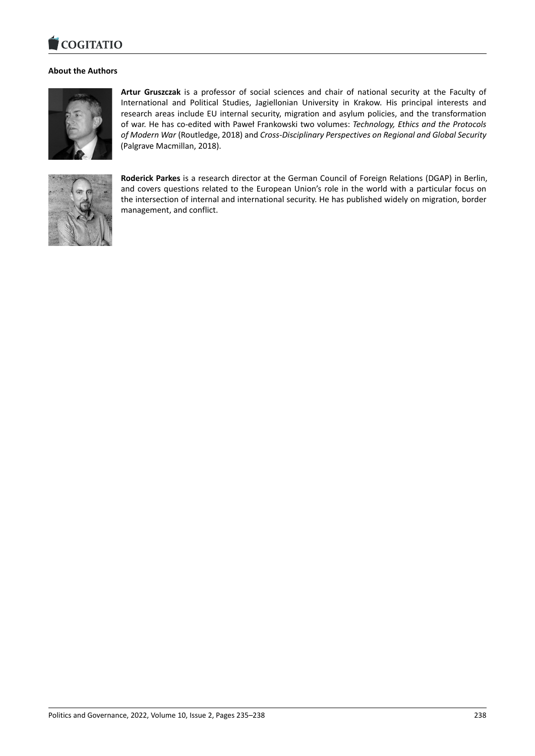**About the Authors**

**Artur Gruszczak** is a professor of social sciences and chair of national security at the Faculty of International and Political Studies, Jagiellonian University in Krakow. His principal interests and research areas include EU internal security, migration and asylum policies, and the transformation of war. He has co-edited with Paweł Frankowski two volumes: *Technology, Ethics and the Protocols of Modern War* (Routledge, 2018) and *Cross-Disciplinary Perspectives on Regional and Global Security* (Palgrave Macmillan, 2018).

**Roderick Parkes** is a research director at the German Council of Foreign Relations (DGAP) in Berlin, and covers questions related to the European Union's role in the world with a particular focus on the intersection of internal and international security. He has published widely on migration, border management, and conflict.